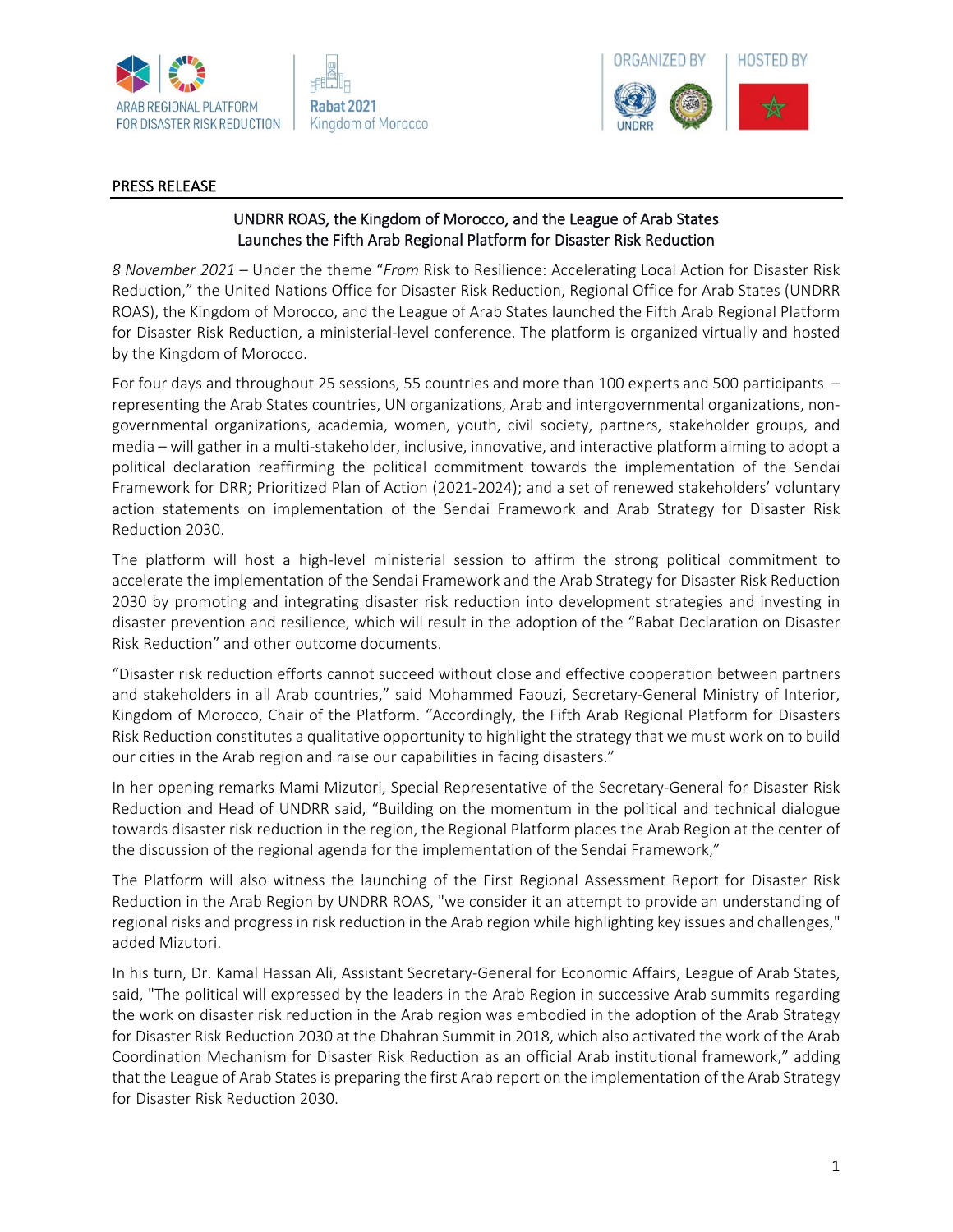ARAB REGIONAL PLATFORM FOR DISASTER RISK REDUCTION | Rabat 2021 Kingdom of Morocco | ORGANIZED BY UNDRR | HOSTED BY

PRESS RELEASE

## UNDRR ROAS, the Kingdom of Morocco, and the League of Arab States Launches the Fifth Arab Regional Platform for Disaster Risk Reduction

*8 November 2021* – Under the theme "*From* Risk to Resilience: Accelerating Local Action for Disaster Risk Reduction," the United Nations Office for Disaster Risk Reduction, Regional Office for Arab States (UNDRR ROAS), the Kingdom of Morocco, and the League of Arab States launched the Fifth Arab Regional Platform for Disaster Risk Reduction, a ministerial-level conference. The platform is organized virtually and hosted by the Kingdom of Morocco.

For four days and throughout 25 sessions, 55 countries and more than 100 experts and 500 participants – representing the Arab States countries, UN organizations, Arab and intergovernmental organizations, non-governmental organizations, academia, women, youth, civil society, partners, stakeholder groups, and media – will gather in a multi-stakeholder, inclusive, innovative, and interactive platform aiming to adopt a political declaration reaffirming the political commitment towards the implementation of the Sendai Framework for DRR; Prioritized Plan of Action (2021-2024); and a set of renewed stakeholders' voluntary action statements on implementation of the Sendai Framework and Arab Strategy for Disaster Risk Reduction 2030.

The platform will host a high-level ministerial session to affirm the strong political commitment to accelerate the implementation of the Sendai Framework and the Arab Strategy for Disaster Risk Reduction 2030 by promoting and integrating disaster risk reduction into development strategies and investing in disaster prevention and resilience, which will result in the adoption of the "Rabat Declaration on Disaster Risk Reduction" and other outcome documents.

"Disaster risk reduction efforts cannot succeed without close and effective cooperation between partners and stakeholders in all Arab countries," said Mohammed Faouzi, Secretary-General Ministry of Interior, Kingdom of Morocco, Chair of the Platform. "Accordingly, the Fifth Arab Regional Platform for Disasters Risk Reduction constitutes a qualitative opportunity to highlight the strategy that we must work on to build our cities in the Arab region and raise our capabilities in facing disasters."

In her opening remarks Mami Mizutori, Special Representative of the Secretary-General for Disaster Risk Reduction and Head of UNDRR said, "Building on the momentum in the political and technical dialogue towards disaster risk reduction in the region, the Regional Platform places the Arab Region at the center of the discussion of the regional agenda for the implementation of the Sendai Framework,"

The Platform will also witness the launching of the First Regional Assessment Report for Disaster Risk Reduction in the Arab Region by UNDRR ROAS, "we consider it an attempt to provide an understanding of regional risks and progress in risk reduction in the Arab region while highlighting key issues and challenges," added Mizutori.

In his turn, Dr. Kamal Hassan Ali, Assistant Secretary-General for Economic Affairs, League of Arab States, said, "The political will expressed by the leaders in the Arab Region in successive Arab summits regarding the work on disaster risk reduction in the Arab region was embodied in the adoption of the Arab Strategy for Disaster Risk Reduction 2030 at the Dhahran Summit in 2018, which also activated the work of the Arab Coordination Mechanism for Disaster Risk Reduction as an official Arab institutional framework," adding that the League of Arab States is preparing the first Arab report on the implementation of the Arab Strategy for Disaster Risk Reduction 2030.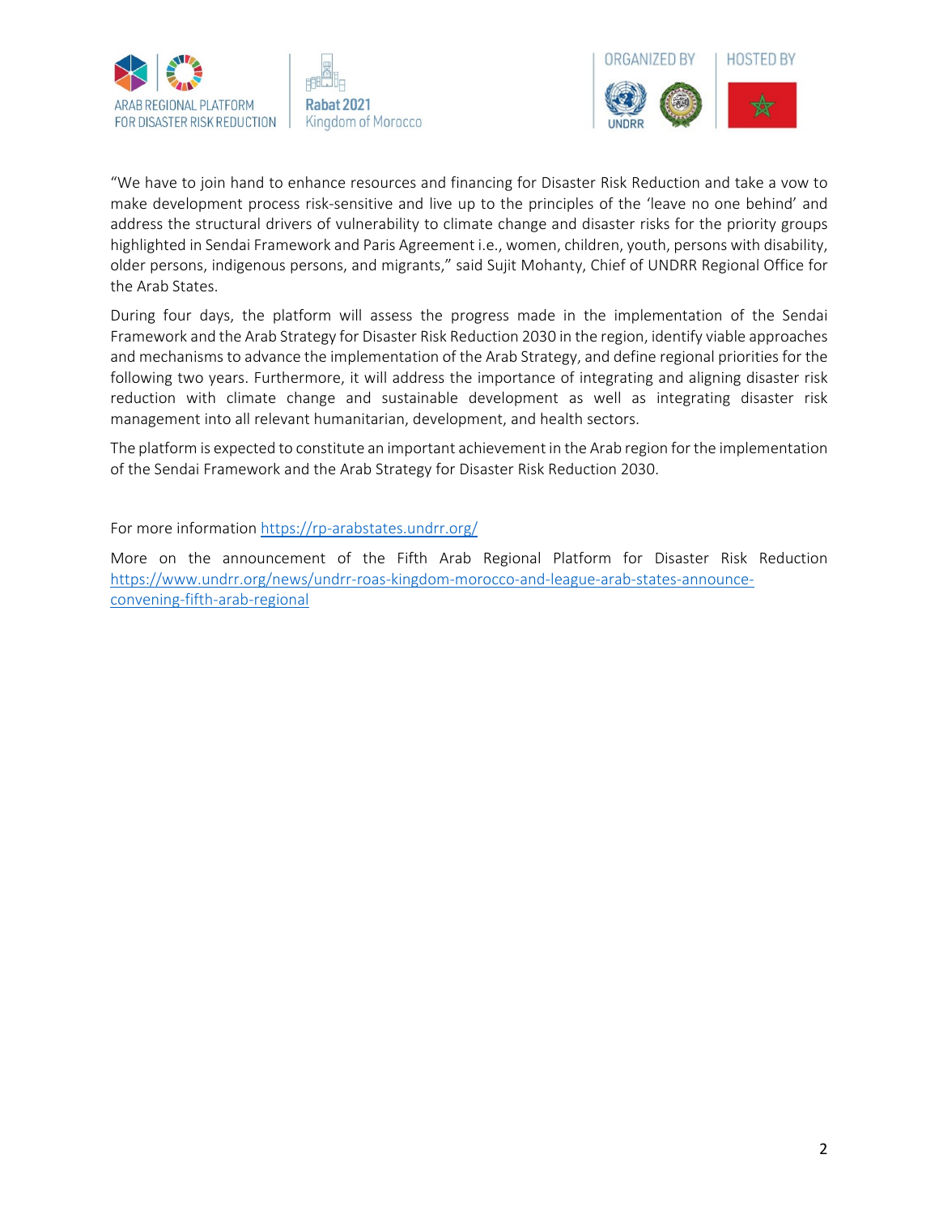"We have to join hand to enhance resources and financing for Disaster Risk Reduction and take a vow to make development process risk-sensitive and live up to the principles of the 'leave no one behind' and address the structural drivers of vulnerability to climate change and disaster risks for the priority groups highlighted in Sendai Framework and Paris Agreement i.e., women, children, youth, persons with disability, older persons, indigenous persons, and migrants," said Sujit Mohanty, Chief of UNDRR Regional Office for the Arab States.

During four days, the platform will assess the progress made in the implementation of the Sendai Framework and the Arab Strategy for Disaster Risk Reduction 2030 in the region, identify viable approaches and mechanisms to advance the implementation of the Arab Strategy, and define regional priorities for the following two years. Furthermore, it will address the importance of integrating and aligning disaster risk reduction with climate change and sustainable development as well as integrating disaster risk management into all relevant humanitarian, development, and health sectors.

The platform is expected to constitute an important achievement in the Arab region for the implementation of the Sendai Framework and the Arab Strategy for Disaster Risk Reduction 2030.

For more information https://rp-arabstates.undrr.org/

More on the announcement of the Fifth Arab Regional Platform for Disaster Risk Reduction https://www.undrr.org/news/undrr-roas-kingdom-morocco-and-league-arab-states-announce-convening-fifth-arab-regional